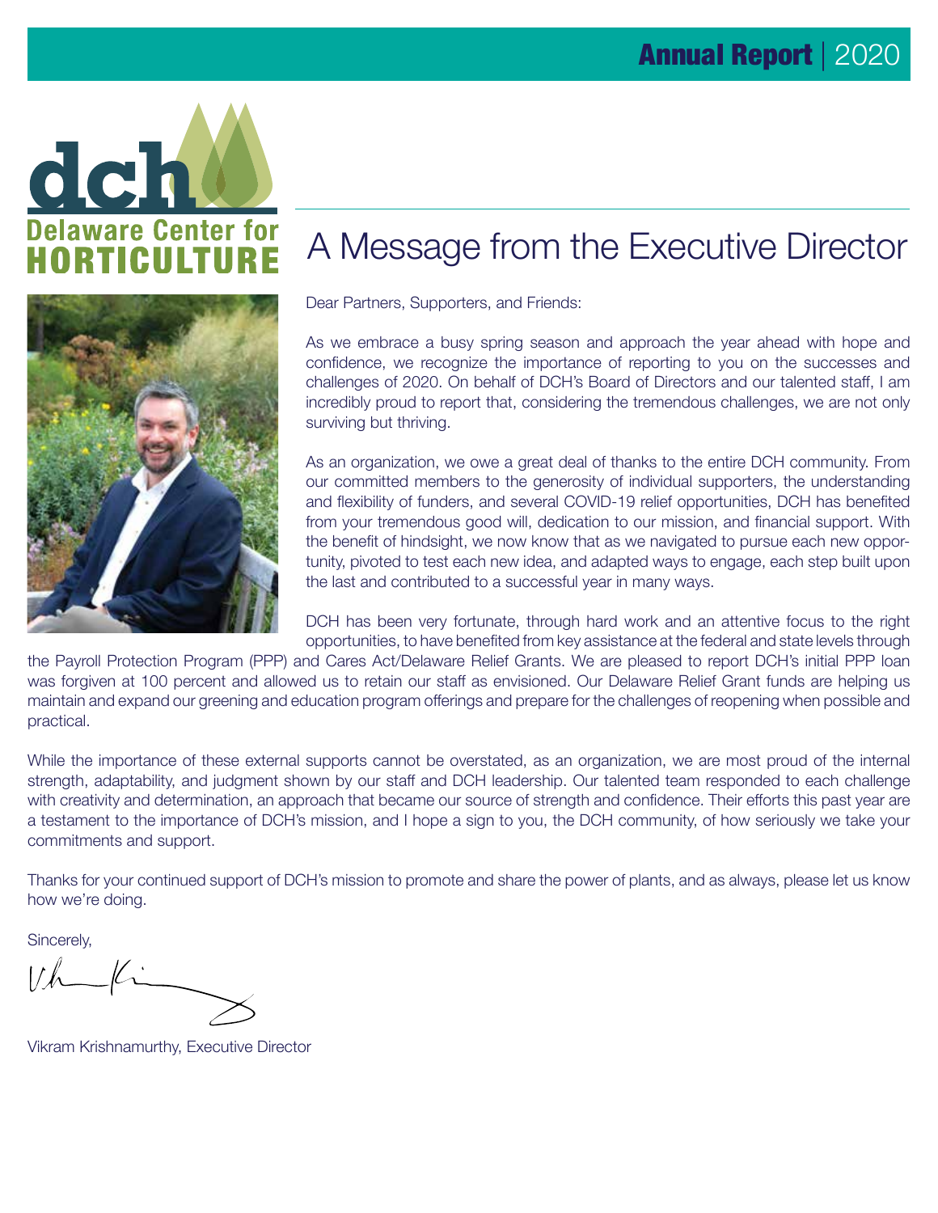Annual Report | 2020

dch
Delaware Center for
HORTICULTURE

# A Message from the Executive Director

Dear Partners, Supporters, and Friends:

As we embrace a busy spring season and approach the year ahead with hope and confidence, we recognize the importance of reporting to you on the successes and challenges of 2020. On behalf of DCH's Board of Directors and our talented staff, I am incredibly proud to report that, considering the tremendous challenges, we are not only surviving but thriving.

As an organization, we owe a great deal of thanks to the entire DCH community. From our committed members to the generosity of individual supporters, the understanding and flexibility of funders, and several COVID-19 relief opportunities, DCH has benefited from your tremendous good will, dedication to our mission, and financial support. With the benefit of hindsight, we now know that as we navigated to pursue each new opportunity, pivoted to test each new idea, and adapted ways to engage, each step built upon the last and contributed to a successful year in many ways.

DCH has been very fortunate, through hard work and an attentive focus to the right opportunities, to have benefited from key assistance at the federal and state levels through the Payroll Protection Program (PPP) and Cares Act/Delaware Relief Grants. We are pleased to report DCH's initial PPP loan was forgiven at 100 percent and allowed us to retain our staff as envisioned. Our Delaware Relief Grant funds are helping us maintain and expand our greening and education program offerings and prepare for the challenges of reopening when possible and practical.

While the importance of these external supports cannot be overstated, as an organization, we are most proud of the internal strength, adaptability, and judgment shown by our staff and DCH leadership. Our talented team responded to each challenge with creativity and determination, an approach that became our source of strength and confidence. Their efforts this past year are a testament to the importance of DCH's mission, and I hope a sign to you, the DCH community, of how seriously we take your commitments and support.

Thanks for your continued support of DCH's mission to promote and share the power of plants, and as always, please let us know how we're doing.

Sincerely,

Vikram Krishnamurthy, Executive Director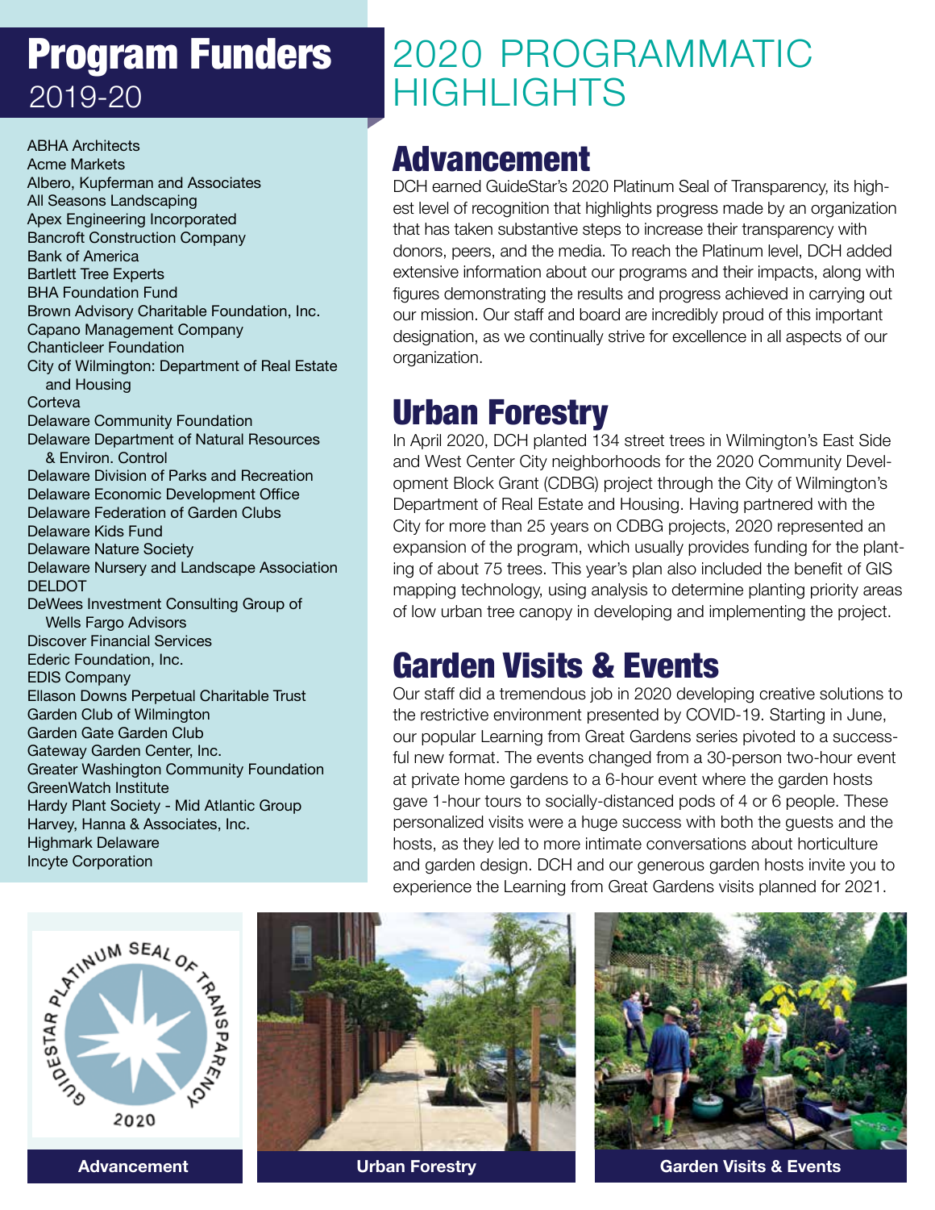# Program Funders
2019-20

ABHA Architects
Acme Markets
Albero, Kupferman and Associates
All Seasons Landscaping
Apex Engineering Incorporated
Bancroft Construction Company
Bank of America
Bartlett Tree Experts
BHA Foundation Fund
Brown Advisory Charitable Foundation, Inc.
Capano Management Company
Chanticleer Foundation
City of Wilmington: Department of Real Estate and Housing
Corteva
Delaware Community Foundation
Delaware Department of Natural Resources & Environ. Control
Delaware Division of Parks and Recreation
Delaware Economic Development Office
Delaware Federation of Garden Clubs
Delaware Kids Fund
Delaware Nature Society
Delaware Nursery and Landscape Association
DELDOT
DeWees Investment Consulting Group of Wells Fargo Advisors
Discover Financial Services
Ederic Foundation, Inc.
EDIS Company
Ellason Downs Perpetual Charitable Trust
Garden Club of Wilmington
Garden Gate Garden Club
Gateway Garden Center, Inc.
Greater Washington Community Foundation
GreenWatch Institute
Hardy Plant Society - Mid Atlantic Group
Harvey, Hanna & Associates, Inc.
Highmark Delaware
Incyte Corporation

# 2020 PROGRAMMATIC HIGHLIGHTS

## Advancement

DCH earned GuideStar's 2020 Platinum Seal of Transparency, its highest level of recognition that highlights progress made by an organization that has taken substantive steps to increase their transparency with donors, peers, and the media. To reach the Platinum level, DCH added extensive information about our programs and their impacts, along with figures demonstrating the results and progress achieved in carrying out our mission. Our staff and board are incredibly proud of this important designation, as we continually strive for excellence in all aspects of our organization.

## Urban Forestry

In April 2020, DCH planted 134 street trees in Wilmington's East Side and West Center City neighborhoods for the 2020 Community Development Block Grant (CDBG) project through the City of Wilmington's Department of Real Estate and Housing. Having partnered with the City for more than 25 years on CDBG projects, 2020 represented an expansion of the program, which usually provides funding for the planting of about 75 trees. This year's plan also included the benefit of GIS mapping technology, using analysis to determine planting priority areas of low urban tree canopy in developing and implementing the project.

## Garden Visits & Events

Our staff did a tremendous job in 2020 developing creative solutions to the restrictive environment presented by COVID-19. Starting in June, our popular Learning from Great Gardens series pivoted to a successful new format. The events changed from a 30-person two-hour event at private home gardens to a 6-hour event where the garden hosts gave 1-hour tours to socially-distanced pods of 4 or 6 people. These personalized visits were a huge success with both the guests and the hosts, as they led to more intimate conversations about horticulture and garden design. DCH and our generous garden hosts invite you to experience the Learning from Great Gardens visits planned for 2021.

Advancement

Urban Forestry

Garden Visits & Events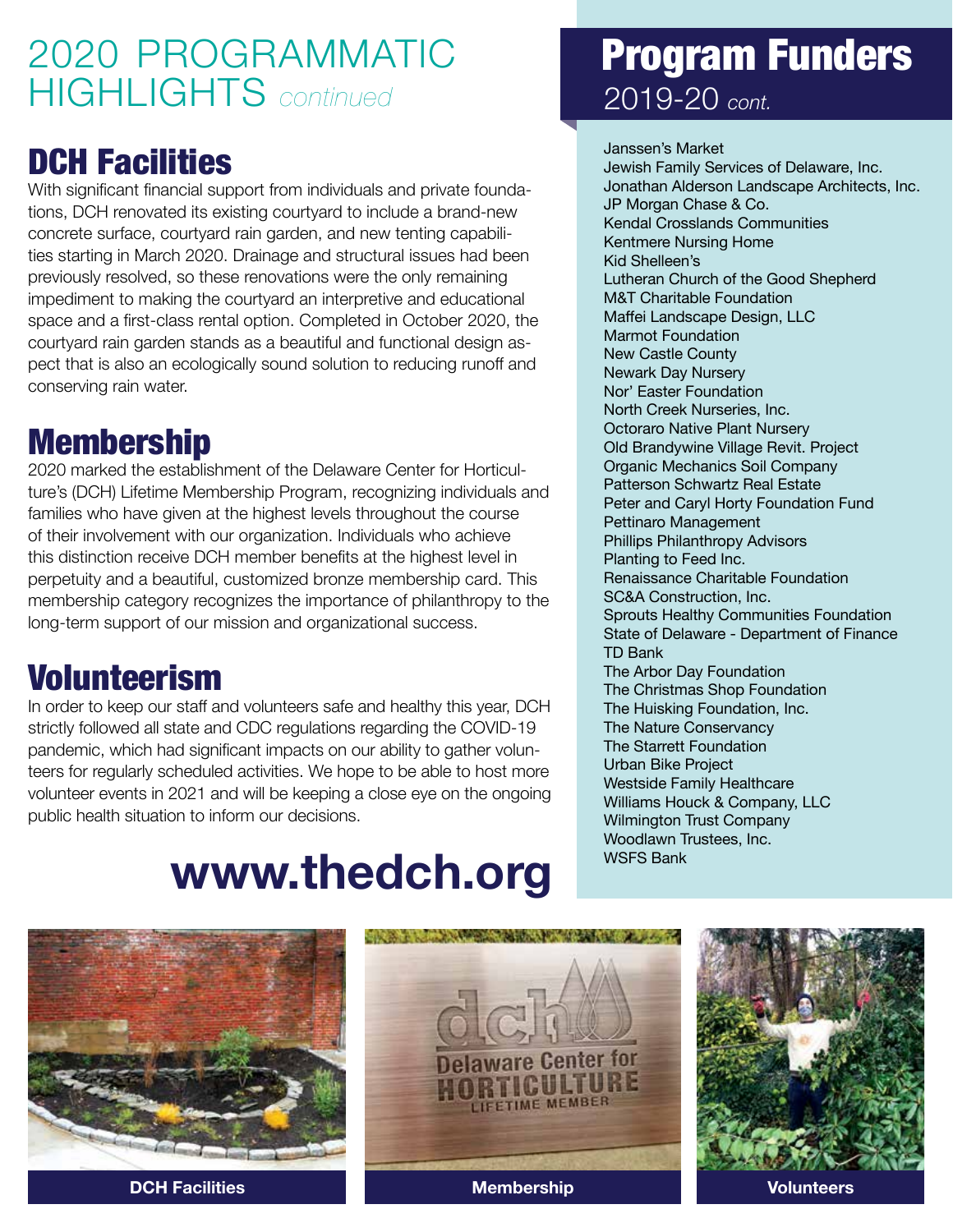# 2020 PROGRAMMATIC HIGHLIGHTS *continued*

## DCH Facilities

With significant financial support from individuals and private foundations, DCH renovated its existing courtyard to include a brand-new concrete surface, courtyard rain garden, and new tenting capabilities starting in March 2020. Drainage and structural issues had been previously resolved, so these renovations were the only remaining impediment to making the courtyard an interpretive and educational space and a first-class rental option. Completed in October 2020, the courtyard rain garden stands as a beautiful and functional design aspect that is also an ecologically sound solution to reducing runoff and conserving rain water.

## Membership

2020 marked the establishment of the Delaware Center for Horticulture's (DCH) Lifetime Membership Program, recognizing individuals and families who have given at the highest levels throughout the course of their involvement with our organization. Individuals who achieve this distinction receive DCH member benefits at the highest level in perpetuity and a beautiful, customized bronze membership card. This membership category recognizes the importance of philanthropy to the long-term support of our mission and organizational success.

## Volunteerism

In order to keep our staff and volunteers safe and healthy this year, DCH strictly followed all state and CDC regulations regarding the COVID-19 pandemic, which had significant impacts on our ability to gather volunteers for regularly scheduled activities. We hope to be able to host more volunteer events in 2021 and will be keeping a close eye on the ongoing public health situation to inform our decisions.

**www.thedch.org**

# Program Funders
2019-20 *cont.*

Janssen's Market
Jewish Family Services of Delaware, Inc.
Jonathan Alderson Landscape Architects, Inc.
JP Morgan Chase & Co.
Kendal Crosslands Communities
Kentmere Nursing Home
Kid Shelleen's
Lutheran Church of the Good Shepherd
M&T Charitable Foundation
Maffei Landscape Design, LLC
Marmot Foundation
New Castle County
Newark Day Nursery
Nor' Easter Foundation
North Creek Nurseries, Inc.
Octoraro Native Plant Nursery
Old Brandywine Village Revit. Project
Organic Mechanics Soil Company
Patterson Schwartz Real Estate
Peter and Caryl Horty Foundation Fund
Pettinaro Management
Phillips Philanthropy Advisors
Planting to Feed Inc.
Renaissance Charitable Foundation
SC&A Construction, Inc.
Sprouts Healthy Communities Foundation
State of Delaware - Department of Finance
TD Bank
The Arbor Day Foundation
The Christmas Shop Foundation
The Huisking Foundation, Inc.
The Nature Conservancy
The Starrett Foundation
Urban Bike Project
Westside Family Healthcare
Williams Houck & Company, LLC
Wilmington Trust Company
Woodlawn Trustees, Inc.
WSFS Bank

DCH Facilities

Membership

Volunteers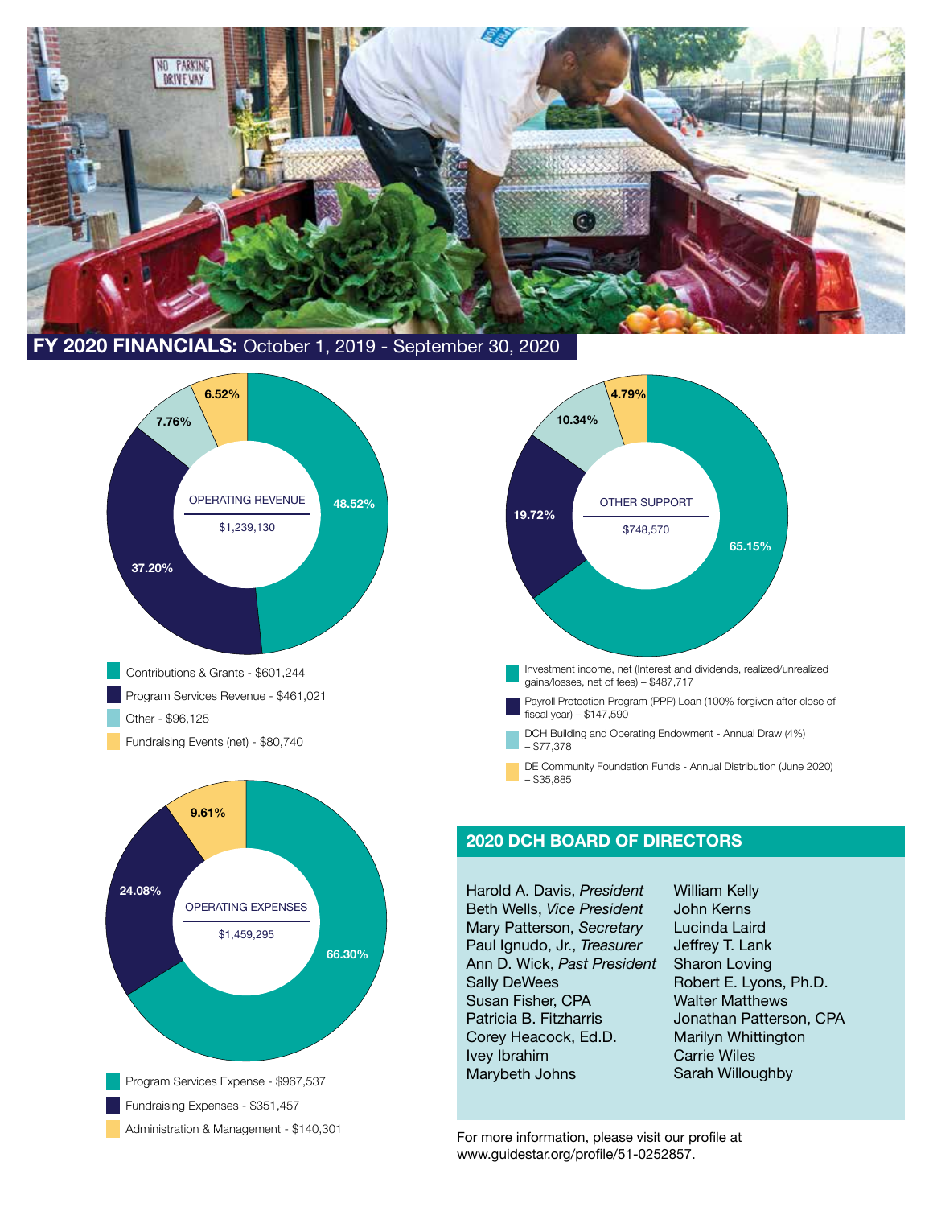## FY 2020 FINANCIALS: October 1, 2019 - September 30, 2020

### OPERATING REVENUE

$1,239,130

- 48.52% — Contributions & Grants - $601,244
- 37.20% — Program Services Revenue - $461,021
- 7.76% — Other - $96,125
- 6.52% — Fundraising Events (net) - $80,740

### OTHER SUPPORT

$748,570

- 65.15% — Investment income, net (Interest and dividends, realized/unrealized gains/losses, net of fees) – $487,717
- 19.72% — Payroll Protection Program (PPP) Loan (100% forgiven after close of fiscal year) – $147,590
- 10.34% — DCH Building and Operating Endowment - Annual Draw (4%) – $77,378
- 4.79% — DE Community Foundation Funds - Annual Distribution (June 2020) – $35,885

### OPERATING EXPENSES

$1,459,295

- 66.30% — Program Services Expense - $967,537
- 24.08% — Fundraising Expenses - $351,457
- 9.61% — Administration & Management - $140,301

## 2020 DCH BOARD OF DIRECTORS

Harold A. Davis, *President*
Beth Wells, *Vice President*
Mary Patterson, *Secretary*
Paul Ignudo, Jr., *Treasurer*
Ann D. Wick, *Past President*
Sally DeWees
Susan Fisher, CPA
Patricia B. Fitzharris
Corey Heacock, Ed.D.
Ivey Ibrahim
Marybeth Johns
William Kelly
John Kerns
Lucinda Laird
Jeffrey T. Lank
Sharon Loving
Robert E. Lyons, Ph.D.
Walter Matthews
Jonathan Patterson, CPA
Marilyn Whittington
Carrie Wiles
Sarah Willoughby

For more information, please visit our profile at www.guidestar.org/profile/51-0252857.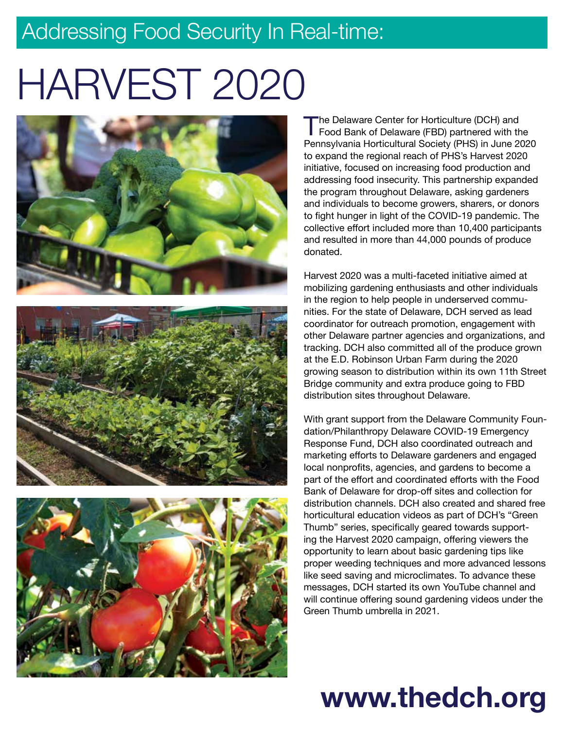## Addressing Food Security In Real-time:

# HARVEST 2020

The Delaware Center for Horticulture (DCH) and Food Bank of Delaware (FBD) partnered with the Pennsylvania Horticultural Society (PHS) in June 2020 to expand the regional reach of PHS's Harvest 2020 initiative, focused on increasing food production and addressing food insecurity. This partnership expanded the program throughout Delaware, asking gardeners and individuals to become growers, sharers, or donors to fight hunger in light of the COVID-19 pandemic. The collective effort included more than 10,400 participants and resulted in more than 44,000 pounds of produce donated.

Harvest 2020 was a multi-faceted initiative aimed at mobilizing gardening enthusiasts and other individuals in the region to help people in underserved communities. For the state of Delaware, DCH served as lead coordinator for outreach promotion, engagement with other Delaware partner agencies and organizations, and tracking. DCH also committed all of the produce grown at the E.D. Robinson Urban Farm during the 2020 growing season to distribution within its own 11th Street Bridge community and extra produce going to FBD distribution sites throughout Delaware.

With grant support from the Delaware Community Foundation/Philanthropy Delaware COVID-19 Emergency Response Fund, DCH also coordinated outreach and marketing efforts to Delaware gardeners and engaged local nonprofits, agencies, and gardens to become a part of the effort and coordinated efforts with the Food Bank of Delaware for drop-off sites and collection for distribution channels. DCH also created and shared free horticultural education videos as part of DCH's "Green Thumb" series, specifically geared towards supporting the Harvest 2020 campaign, offering viewers the opportunity to learn about basic gardening tips like proper weeding techniques and more advanced lessons like seed saving and microclimates. To advance these messages, DCH started its own YouTube channel and will continue offering sound gardening videos under the Green Thumb umbrella in 2021.

**www.thedch.org**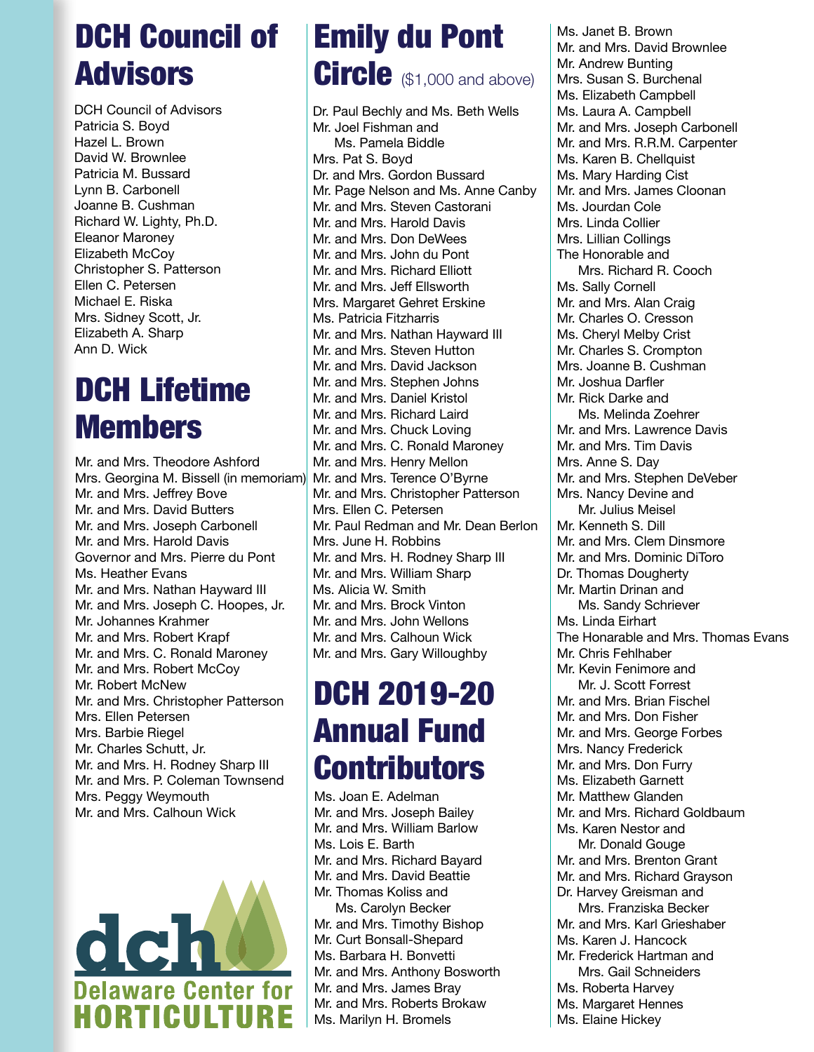# DCH Council of Advisors

DCH Council of Advisors
Patricia S. Boyd
Hazel L. Brown
David W. Brownlee
Patricia M. Bussard
Lynn B. Carbonell
Joanne B. Cushman
Richard W. Lighty, Ph.D.
Eleanor Maroney
Elizabeth McCoy
Christopher S. Patterson
Ellen C. Petersen
Michael E. Riska
Mrs. Sidney Scott, Jr.
Elizabeth A. Sharp
Ann D. Wick

# DCH Lifetime Members

Mr. and Mrs. Theodore Ashford
Mrs. Georgina M. Bissell (in memoriam)
Mr. and Mrs. Jeffrey Bove
Mr. and Mrs. David Butters
Mr. and Mrs. Joseph Carbonell
Mr. and Mrs. Harold Davis
Governor and Mrs. Pierre du Pont
Ms. Heather Evans
Mr. and Mrs. Nathan Hayward III
Mr. and Mrs. Joseph C. Hoopes, Jr.
Mr. Johannes Krahmer
Mr. and Mrs. Robert Krapf
Mr. and Mrs. C. Ronald Maroney
Mr. and Mrs. Robert McCoy
Mr. Robert McNew
Mr. and Mrs. Christopher Patterson
Mrs. Ellen Petersen
Mrs. Barbie Riegel
Mr. Charles Schutt, Jr.
Mr. and Mrs. H. Rodney Sharp III
Mr. and Mrs. P. Coleman Townsend
Mrs. Peggy Weymouth
Mr. and Mrs. Calhoun Wick

dch Delaware Center for HORTICULTURE

# Emily du Pont Circle ($1,000 and above)

Dr. Paul Bechly and Ms. Beth Wells
Mr. Joel Fishman and Ms. Pamela Biddle
Mrs. Pat S. Boyd
Dr. and Mrs. Gordon Bussard
Mr. Page Nelson and Ms. Anne Canby
Mr. and Mrs. Steven Castorani
Mr. and Mrs. Harold Davis
Mr. and Mrs. Don DeWees
Mr. and Mrs. John du Pont
Mr. and Mrs. Richard Elliott
Mr. and Mrs. Jeff Ellsworth
Mrs. Margaret Gehret Erskine
Ms. Patricia Fitzharris
Mr. and Mrs. Nathan Hayward III
Mr. and Mrs. Steven Hutton
Mr. and Mrs. David Jackson
Mr. and Mrs. Stephen Johns
Mr. and Mrs. Daniel Kristol
Mr. and Mrs. Richard Laird
Mr. and Mrs. Chuck Loving
Mr. and Mrs. C. Ronald Maroney
Mr. and Mrs. Henry Mellon
Mr. and Mrs. Terence O'Byrne
Mr. and Mrs. Christopher Patterson
Mrs. Ellen C. Petersen
Mr. Paul Redman and Mr. Dean Berlon
Mrs. June H. Robbins
Mr. and Mrs. H. Rodney Sharp III
Mr. and Mrs. William Sharp
Ms. Alicia W. Smith
Mr. and Mrs. Brock Vinton
Mr. and Mrs. John Wellons
Mr. and Mrs. Calhoun Wick
Mr. and Mrs. Gary Willoughby

# DCH 2019-20 Annual Fund Contributors

Ms. Joan E. Adelman
Mr. and Mrs. Joseph Bailey
Mr. and Mrs. William Barlow
Ms. Lois E. Barth
Mr. and Mrs. Richard Bayard
Mr. and Mrs. David Beattie
Mr. Thomas Koliss and Ms. Carolyn Becker
Mr. and Mrs. Timothy Bishop
Mr. Curt Bonsall-Shepard
Ms. Barbara H. Bonvetti
Mr. and Mrs. Anthony Bosworth
Mr. and Mrs. James Bray
Mr. and Mrs. Roberts Brokaw
Ms. Marilyn H. Bromels
Ms. Janet B. Brown
Mr. and Mrs. David Brownlee
Mr. Andrew Bunting
Mrs. Susan S. Burchenal
Ms. Elizabeth Campbell
Ms. Laura A. Campbell
Mr. and Mrs. Joseph Carbonell
Mr. and Mrs. R.R.M. Carpenter
Ms. Karen B. Chellquist
Ms. Mary Harding Cist
Mr. and Mrs. James Cloonan
Ms. Jourdan Cole
Mrs. Linda Collier
Mrs. Lillian Collings
The Honorable and Mrs. Richard R. Cooch
Ms. Sally Cornell
Mr. and Mrs. Alan Craig
Mr. Charles O. Cresson
Ms. Cheryl Melby Crist
Mr. Charles S. Crompton
Mrs. Joanne B. Cushman
Mr. Joshua Darfler
Mr. Rick Darke and Ms. Melinda Zoehrer
Mr. and Mrs. Lawrence Davis
Mr. and Mrs. Tim Davis
Mrs. Anne S. Day
Mr. and Mrs. Stephen DeVeber
Mrs. Nancy Devine and Mr. Julius Meisel
Mr. Kenneth S. Dill
Mr. and Mrs. Clem Dinsmore
Mr. and Mrs. Dominic DiToro
Dr. Thomas Dougherty
Mr. Martin Drinan and Ms. Sandy Schriever
Ms. Linda Eirhart
The Honarable and Mrs. Thomas Evans
Mr. Chris Fehlhaber
Mr. Kevin Fenimore and Mr. J. Scott Forrest
Mr. and Mrs. Brian Fischel
Mr. and Mrs. Don Fisher
Mr. and Mrs. George Forbes
Mrs. Nancy Frederick
Mr. and Mrs. Don Furry
Ms. Elizabeth Garnett
Mr. Matthew Glanden
Mr. and Mrs. Richard Goldbaum
Ms. Karen Nestor and Mr. Donald Gouge
Mr. and Mrs. Brenton Grant
Mr. and Mrs. Richard Grayson
Dr. Harvey Greisman and Mrs. Franziska Becker
Mr. and Mrs. Karl Grieshaber
Ms. Karen J. Hancock
Mr. Frederick Hartman and Mrs. Gail Schneiders
Ms. Roberta Harvey
Ms. Margaret Hennes
Ms. Elaine Hickey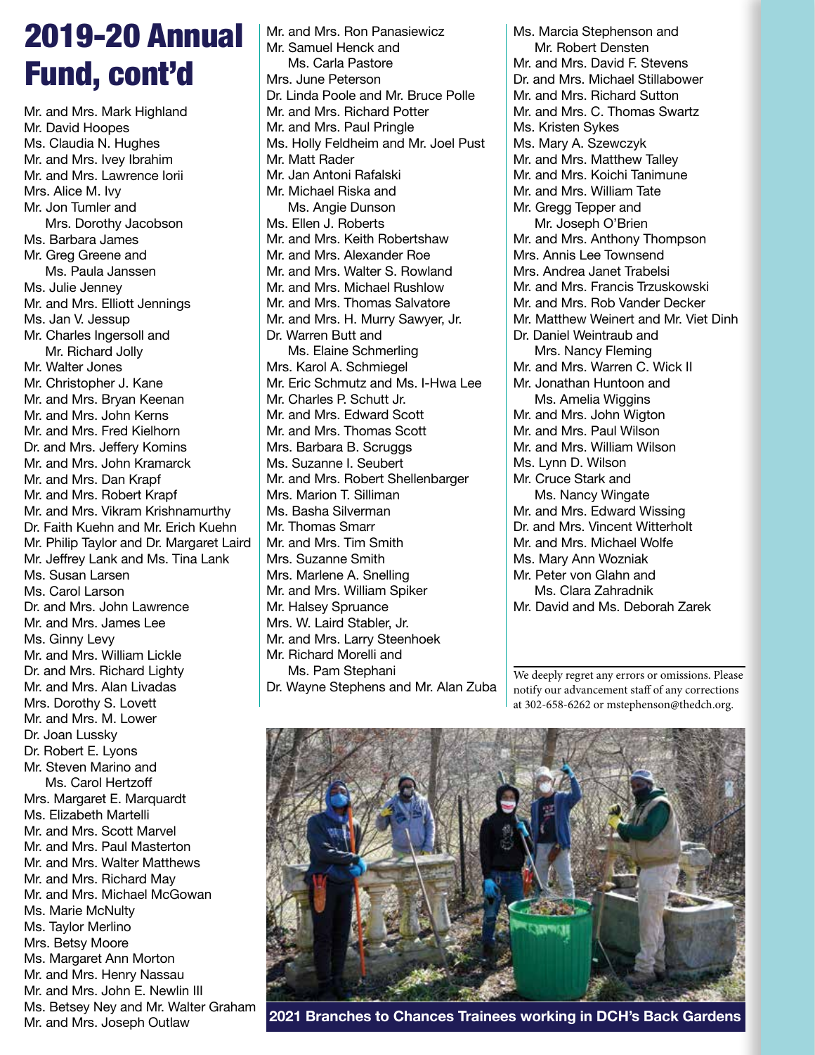# 2019-20 Annual Fund, cont'd

Mr. and Mrs. Mark Highland
Mr. David Hoopes
Ms. Claudia N. Hughes
Mr. and Mrs. Ivey Ibrahim
Mr. and Mrs. Lawrence Iorii
Mrs. Alice M. Ivy
Mr. Jon Tumler and Mrs. Dorothy Jacobson
Ms. Barbara James
Mr. Greg Greene and Ms. Paula Janssen
Ms. Julie Jenney
Mr. and Mrs. Elliott Jennings
Ms. Jan V. Jessup
Mr. Charles Ingersoll and Mr. Richard Jolly
Mr. Walter Jones
Mr. Christopher J. Kane
Mr. and Mrs. Bryan Keenan
Mr. and Mrs. John Kerns
Mr. and Mrs. Fred Kielhorn
Dr. and Mrs. Jeffery Komins
Mr. and Mrs. John Kramarck
Mr. and Mrs. Dan Krapf
Mr. and Mrs. Robert Krapf
Mr. and Mrs. Vikram Krishnamurthy
Dr. Faith Kuehn and Mr. Erich Kuehn
Mr. Philip Taylor and Dr. Margaret Laird
Mr. Jeffrey Lank and Ms. Tina Lank
Ms. Susan Larsen
Ms. Carol Larson
Dr. and Mrs. John Lawrence
Mr. and Mrs. James Lee
Ms. Ginny Levy
Mr. and Mrs. William Lickle
Dr. and Mrs. Richard Lighty
Mr. and Mrs. Alan Livadas
Mrs. Dorothy S. Lovett
Mr. and Mrs. M. Lower
Dr. Joan Lussky
Dr. Robert E. Lyons
Mr. Steven Marino and Ms. Carol Hertzoff
Mrs. Margaret E. Marquardt
Ms. Elizabeth Martelli
Mr. and Mrs. Scott Marvel
Mr. and Mrs. Paul Masterton
Mr. and Mrs. Walter Matthews
Mr. and Mrs. Richard May
Mr. and Mrs. Michael McGowan
Ms. Marie McNulty
Ms. Taylor Merlino
Mrs. Betsy Moore
Ms. Margaret Ann Morton
Mr. and Mrs. Henry Nassau
Mr. and Mrs. John E. Newlin III
Ms. Betsey Ney and Mr. Walter Graham
Mr. and Mrs. Joseph Outlaw
Mr. and Mrs. Ron Panasiewicz
Mr. Samuel Henck and Ms. Carla Pastore
Mrs. June Peterson
Dr. Linda Poole and Mr. Bruce Polle
Mr. and Mrs. Richard Potter
Mr. and Mrs. Paul Pringle
Ms. Holly Feldheim and Mr. Joel Pust
Mr. Matt Rader
Mr. Jan Antoni Rafalski
Mr. Michael Riska and Ms. Angie Dunson
Ms. Ellen J. Roberts
Mr. and Mrs. Keith Robertshaw
Mr. and Mrs. Alexander Roe
Mr. and Mrs. Walter S. Rowland
Mr. and Mrs. Michael Rushlow
Mr. and Mrs. Thomas Salvatore
Mr. and Mrs. H. Murry Sawyer, Jr.
Dr. Warren Butt and Ms. Elaine Schmerling
Mrs. Karol A. Schmiegel
Mr. Eric Schmutz and Ms. I-Hwa Lee
Mr. Charles P. Schutt Jr.
Mr. and Mrs. Edward Scott
Mr. and Mrs. Thomas Scott
Mrs. Barbara B. Scruggs
Ms. Suzanne I. Seubert
Mr. and Mrs. Robert Shellenbarger
Mrs. Marion T. Silliman
Ms. Basha Silverman
Mr. Thomas Smarr
Mr. and Mrs. Tim Smith
Mrs. Suzanne Smith
Mrs. Marlene A. Snelling
Mr. and Mrs. William Spiker
Mr. Halsey Spruance
Mrs. W. Laird Stabler, Jr.
Mr. and Mrs. Larry Steenhoek
Mr. Richard Morelli and Ms. Pam Stephani
Dr. Wayne Stephens and Mr. Alan Zuba
Ms. Marcia Stephenson and Mr. Robert Densten
Mr. and Mrs. David F. Stevens
Dr. and Mrs. Michael Stillabower
Mr. and Mrs. Richard Sutton
Mr. and Mrs. C. Thomas Swartz
Ms. Kristen Sykes
Ms. Mary A. Szewczyk
Mr. and Mrs. Matthew Talley
Mr. and Mrs. Koichi Tanimune
Mr. and Mrs. William Tate
Mr. Gregg Tepper and Mr. Joseph O'Brien
Mr. and Mrs. Anthony Thompson
Mrs. Annis Lee Townsend
Mrs. Andrea Janet Trabelsi
Mr. and Mrs. Francis Trzuskowski
Mr. and Mrs. Rob Vander Decker
Mr. Matthew Weinert and Mr. Viet Dinh
Dr. Daniel Weintraub and Mrs. Nancy Fleming
Mr. and Mrs. Warren C. Wick II
Mr. Jonathan Huntoon and Ms. Amelia Wiggins
Mr. and Mrs. John Wigton
Mr. and Mrs. Paul Wilson
Mr. and Mrs. William Wilson
Ms. Lynn D. Wilson
Mr. Cruce Stark and Ms. Nancy Wingate
Mr. and Mrs. Edward Wissing
Dr. and Mrs. Vincent Witterholt
Mr. and Mrs. Michael Wolfe
Ms. Mary Ann Wozniak
Mr. Peter von Glahn and Ms. Clara Zahradnik
Mr. David and Ms. Deborah Zarek

We deeply regret any errors or omissions. Please notify our advancement staff of any corrections at 302-658-6262 or mstephenson@thedch.org.

**2021 Branches to Chances Trainees working in DCH's Back Gardens**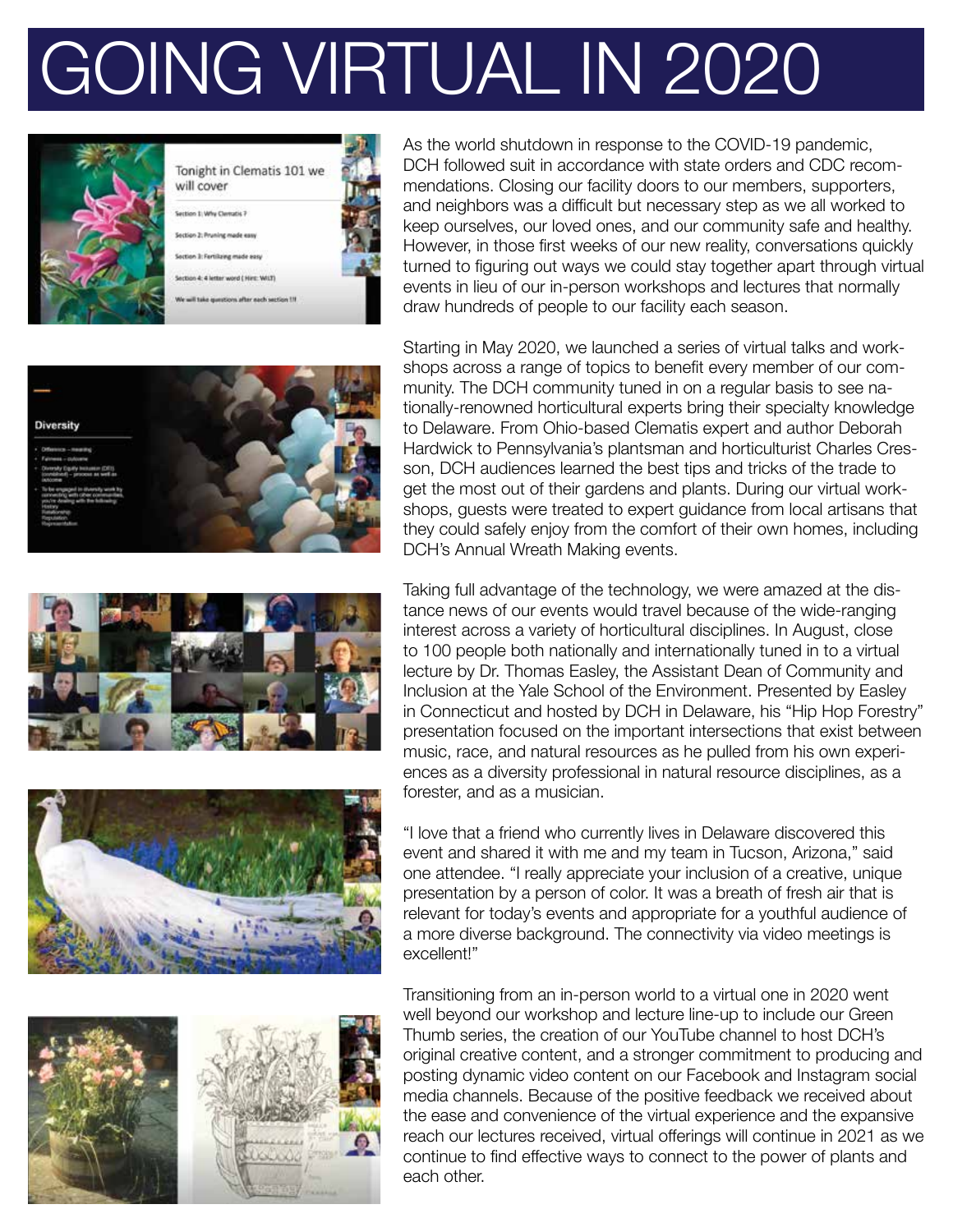# GOING VIRTUAL IN 2020

As the world shutdown in response to the COVID-19 pandemic, DCH followed suit in accordance with state orders and CDC recommendations. Closing our facility doors to our members, supporters, and neighbors was a difficult but necessary step as we all worked to keep ourselves, our loved ones, and our community safe and healthy. However, in those first weeks of our new reality, conversations quickly turned to figuring out ways we could stay together apart through virtual events in lieu of our in-person workshops and lectures that normally draw hundreds of people to our facility each season.

Starting in May 2020, we launched a series of virtual talks and workshops across a range of topics to benefit every member of our community. The DCH community tuned in on a regular basis to see nationally-renowned horticultural experts bring their specialty knowledge to Delaware. From Ohio-based Clematis expert and author Deborah Hardwick to Pennsylvania's plantsman and horticulturist Charles Cresson, DCH audiences learned the best tips and tricks of the trade to get the most out of their gardens and plants. During our virtual workshops, guests were treated to expert guidance from local artisans that they could safely enjoy from the comfort of their own homes, including DCH's Annual Wreath Making events.

Taking full advantage of the technology, we were amazed at the distance news of our events would travel because of the wide-ranging interest across a variety of horticultural disciplines. In August, close to 100 people both nationally and internationally tuned in to a virtual lecture by Dr. Thomas Easley, the Assistant Dean of Community and Inclusion at the Yale School of the Environment. Presented by Easley in Connecticut and hosted by DCH in Delaware, his "Hip Hop Forestry" presentation focused on the important intersections that exist between music, race, and natural resources as he pulled from his own experiences as a diversity professional in natural resource disciplines, as a forester, and as a musician.

"I love that a friend who currently lives in Delaware discovered this event and shared it with me and my team in Tucson, Arizona," said one attendee. "I really appreciate your inclusion of a creative, unique presentation by a person of color. It was a breath of fresh air that is relevant for today's events and appropriate for a youthful audience of a more diverse background. The connectivity via video meetings is excellent!"

Transitioning from an in-person world to a virtual one in 2020 went well beyond our workshop and lecture line-up to include our Green Thumb series, the creation of our YouTube channel to host DCH's original creative content, and a stronger commitment to producing and posting dynamic video content on our Facebook and Instagram social media channels. Because of the positive feedback we received about the ease and convenience of the virtual experience and the expansive reach our lectures received, virtual offerings will continue in 2021 as we continue to find effective ways to connect to the power of plants and each other.